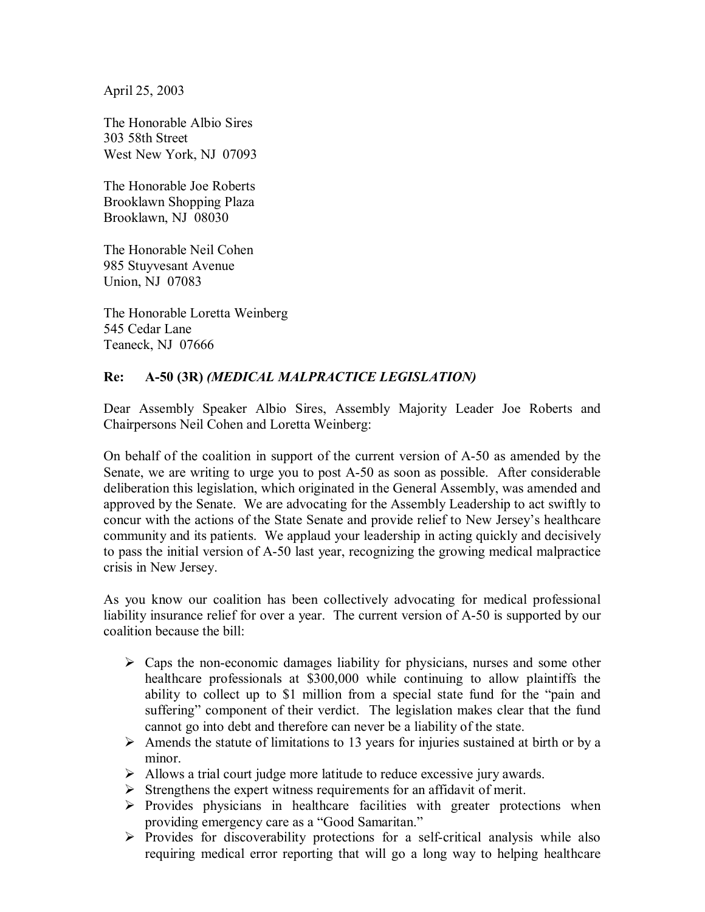April 25, 2003

The Honorable Albio Sires
303 58th Street
West New York, NJ 07093

The Honorable Joe Roberts
Brooklawn Shopping Plaza
Brooklawn, NJ 08030

The Honorable Neil Cohen
985 Stuyvesant Avenue
Union, NJ 07083

The Honorable Loretta Weinberg
545 Cedar Lane
Teaneck, NJ 07666

**Re: A-50 (3R)** ***(MEDICAL MALPRACTICE LEGISLATION)***

Dear Assembly Speaker Albio Sires, Assembly Majority Leader Joe Roberts and Chairpersons Neil Cohen and Loretta Weinberg:

On behalf of the coalition in support of the current version of A-50 as amended by the Senate, we are writing to urge you to post A-50 as soon as possible. After considerable deliberation this legislation, which originated in the General Assembly, was amended and approved by the Senate. We are advocating for the Assembly Leadership to act swiftly to concur with the actions of the State Senate and provide relief to New Jersey's healthcare community and its patients. We applaud your leadership in acting quickly and decisively to pass the initial version of A-50 last year, recognizing the growing medical malpractice crisis in New Jersey.

As you know our coalition has been collectively advocating for medical professional liability insurance relief for over a year. The current version of A-50 is supported by our coalition because the bill:

- Caps the non-economic damages liability for physicians, nurses and some other healthcare professionals at $300,000 while continuing to allow plaintiffs the ability to collect up to $1 million from a special state fund for the "pain and suffering" component of their verdict. The legislation makes clear that the fund cannot go into debt and therefore can never be a liability of the state.
- Amends the statute of limitations to 13 years for injuries sustained at birth or by a minor.
- Allows a trial court judge more latitude to reduce excessive jury awards.
- Strengthens the expert witness requirements for an affidavit of merit.
- Provides physicians in healthcare facilities with greater protections when providing emergency care as a "Good Samaritan."
- Provides for discoverability protections for a self-critical analysis while also requiring medical error reporting that will go a long way to helping healthcare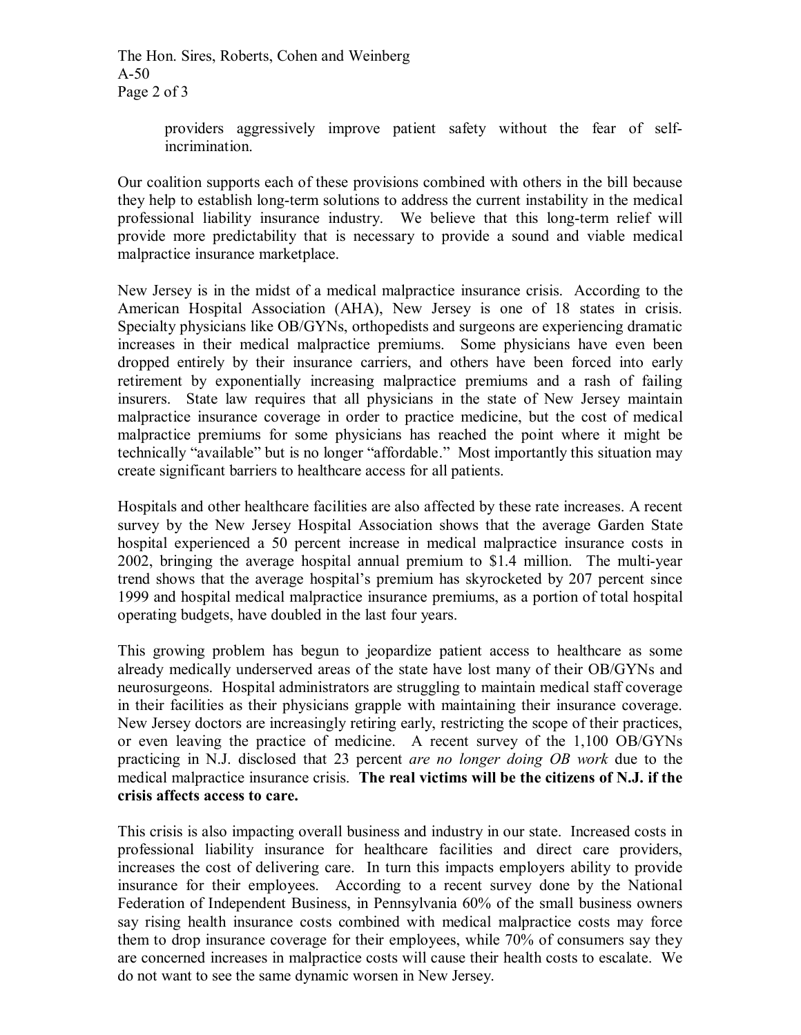providers aggressively improve patient safety without the fear of self-incrimination.

Our coalition supports each of these provisions combined with others in the bill because they help to establish long-term solutions to address the current instability in the medical professional liability insurance industry. We believe that this long-term relief will provide more predictability that is necessary to provide a sound and viable medical malpractice insurance marketplace.

New Jersey is in the midst of a medical malpractice insurance crisis. According to the American Hospital Association (AHA), New Jersey is one of 18 states in crisis. Specialty physicians like OB/GYNs, orthopedists and surgeons are experiencing dramatic increases in their medical malpractice premiums. Some physicians have even been dropped entirely by their insurance carriers, and others have been forced into early retirement by exponentially increasing malpractice premiums and a rash of failing insurers. State law requires that all physicians in the state of New Jersey maintain malpractice insurance coverage in order to practice medicine, but the cost of medical malpractice premiums for some physicians has reached the point where it might be technically "available" but is no longer "affordable." Most importantly this situation may create significant barriers to healthcare access for all patients.

Hospitals and other healthcare facilities are also affected by these rate increases. A recent survey by the New Jersey Hospital Association shows that the average Garden State hospital experienced a 50 percent increase in medical malpractice insurance costs in 2002, bringing the average hospital annual premium to $1.4 million. The multi-year trend shows that the average hospital's premium has skyrocketed by 207 percent since 1999 and hospital medical malpractice insurance premiums, as a portion of total hospital operating budgets, have doubled in the last four years.

This growing problem has begun to jeopardize patient access to healthcare as some already medically underserved areas of the state have lost many of their OB/GYNs and neurosurgeons. Hospital administrators are struggling to maintain medical staff coverage in their facilities as their physicians grapple with maintaining their insurance coverage. New Jersey doctors are increasingly retiring early, restricting the scope of their practices, or even leaving the practice of medicine. A recent survey of the 1,100 OB/GYNs practicing in N.J. disclosed that 23 percent *are no longer doing OB work* due to the medical malpractice insurance crisis. **The real victims will be the citizens of N.J. if the crisis affects access to care.**

This crisis is also impacting overall business and industry in our state. Increased costs in professional liability insurance for healthcare facilities and direct care providers, increases the cost of delivering care. In turn this impacts employers ability to provide insurance for their employees. According to a recent survey done by the National Federation of Independent Business, in Pennsylvania 60% of the small business owners say rising health insurance costs combined with medical malpractice costs may force them to drop insurance coverage for their employees, while 70% of consumers say they are concerned increases in malpractice costs will cause their health costs to escalate. We do not want to see the same dynamic worsen in New Jersey.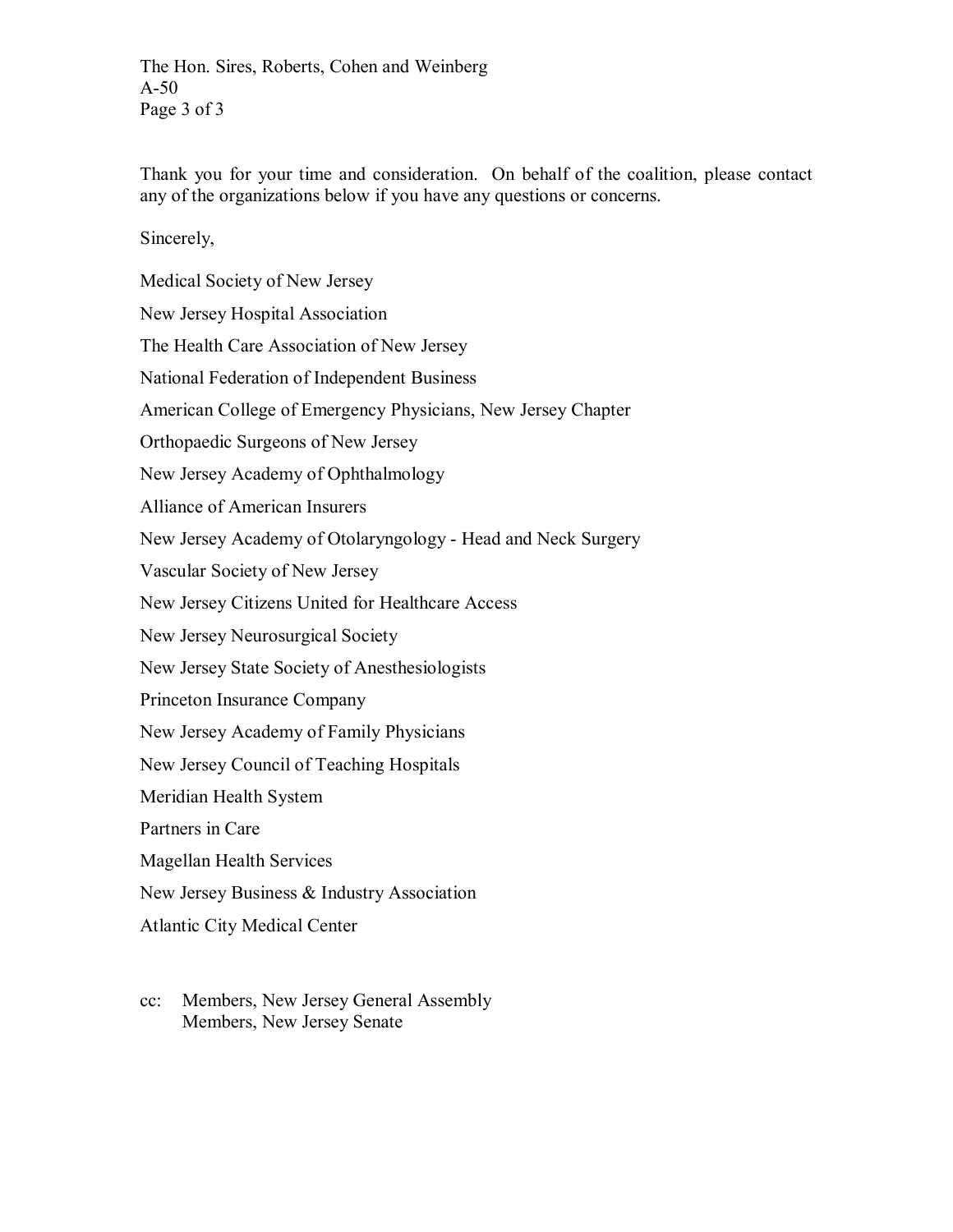Thank you for your time and consideration. On behalf of the coalition, please contact any of the organizations below if you have any questions or concerns.

Sincerely,

Medical Society of New Jersey

New Jersey Hospital Association

The Health Care Association of New Jersey

National Federation of Independent Business

American College of Emergency Physicians, New Jersey Chapter

Orthopaedic Surgeons of New Jersey

New Jersey Academy of Ophthalmology

Alliance of American Insurers

New Jersey Academy of Otolaryngology - Head and Neck Surgery

Vascular Society of New Jersey

New Jersey Citizens United for Healthcare Access

New Jersey Neurosurgical Society

New Jersey State Society of Anesthesiologists

Princeton Insurance Company

New Jersey Academy of Family Physicians

New Jersey Council of Teaching Hospitals

Meridian Health System

Partners in Care

Magellan Health Services

New Jersey Business & Industry Association

Atlantic City Medical Center

cc: Members, New Jersey General Assembly
Members, New Jersey Senate